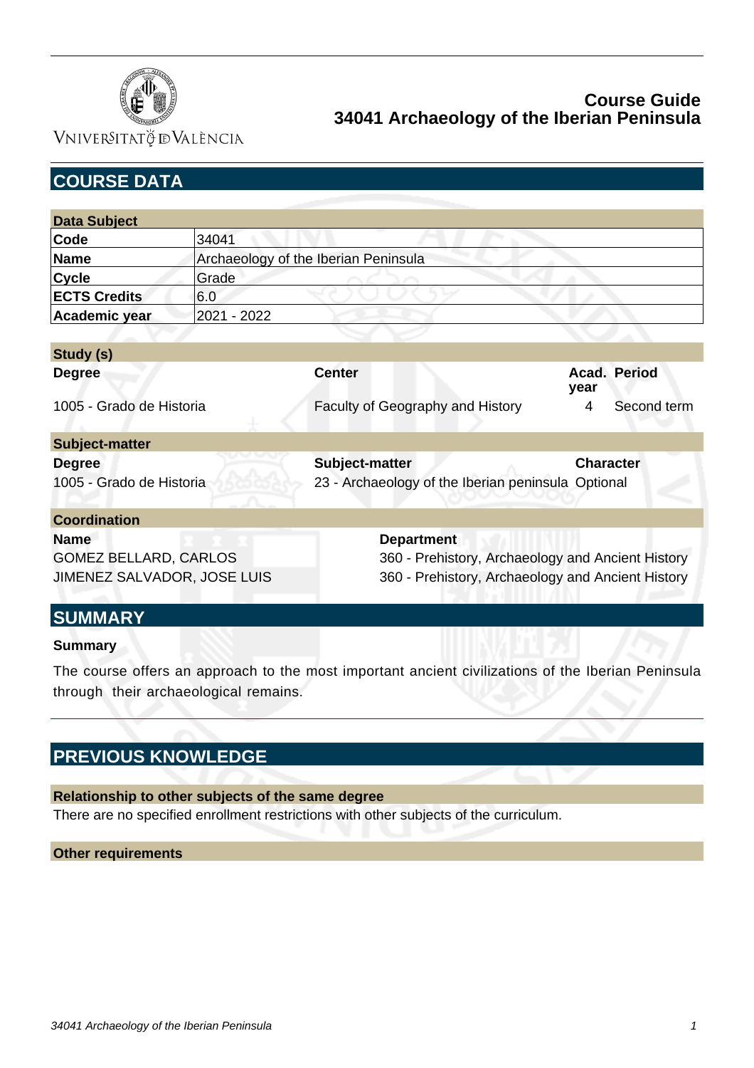# Course Guide
# 34041 Archaeology of the Iberian Peninsula

## COURSE DATA

| Data Subject | |
|---|---|
| **Code** | 34041 |
| **Name** | Archaeology of the Iberian Peninsula |
| **Cycle** | Grade |
| **ECTS Credits** | 6.0 |
| **Academic year** | 2021 - 2022 |

**Study (s)**

| Degree | Center | Acad. year | Period |
|---|---|---|---|
| 1005 - Grado de Historia | Faculty of Geography and History | 4 | Second term |

**Subject-matter**

| Degree | Subject-matter | Character |
|---|---|---|
| 1005 - Grado de Historia | 23 - Archaeology of the Iberian peninsula | Optional |

**Coordination**

| Name | Department |
|---|---|
| GOMEZ BELLARD, CARLOS | 360 - Prehistory, Archaeology and Ancient History |
| JIMENEZ SALVADOR, JOSE LUIS | 360 - Prehistory, Archaeology and Ancient History |

## SUMMARY

**Summary**

The course offers an approach to the most important ancient civilizations of the Iberian Peninsula through their archaeological remains.

## PREVIOUS KNOWLEDGE

**Relationship to other subjects of the same degree**

There are no specified enrollment restrictions with other subjects of the curriculum.

**Other requirements**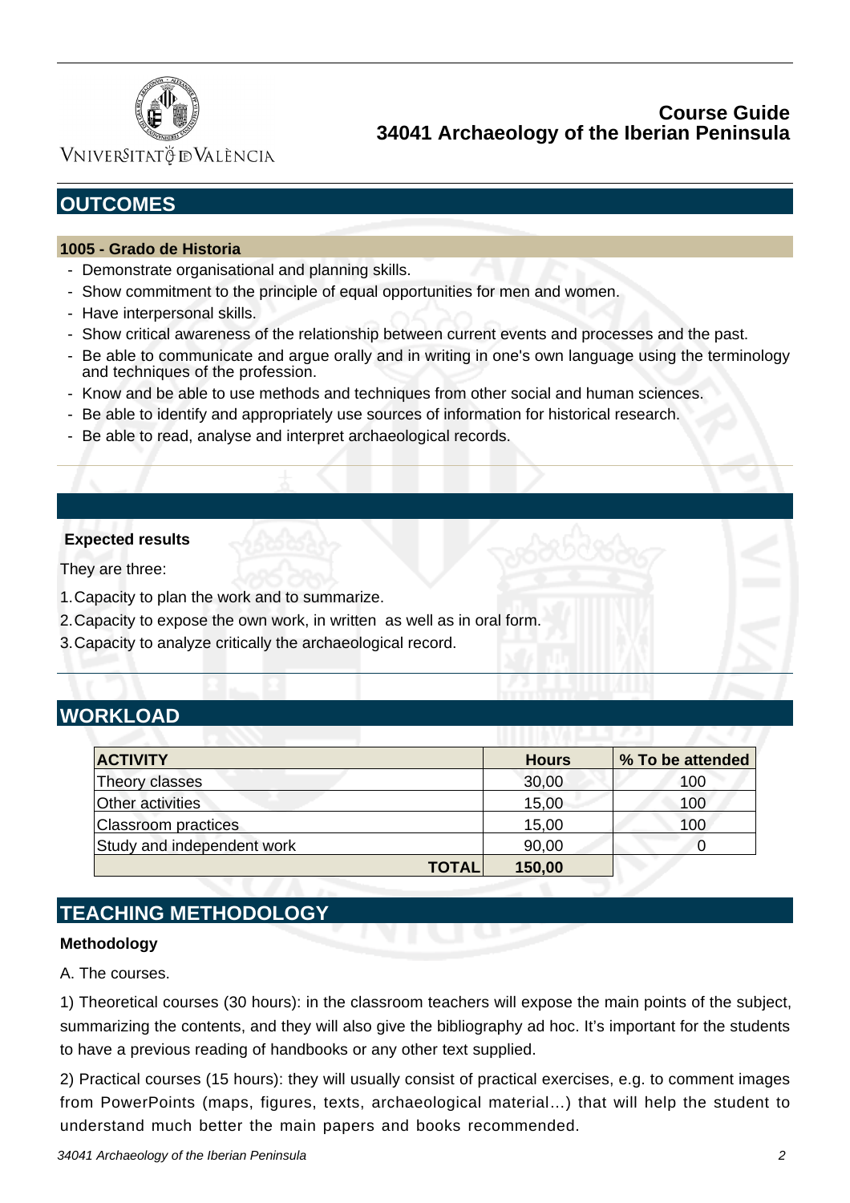## OUTCOMES

### 1005 - Grado de Historia

- Demonstrate organisational and planning skills.
- Show commitment to the principle of equal opportunities for men and women.
- Have interpersonal skills.
- Show critical awareness of the relationship between current events and processes and the past.
- Be able to communicate and argue orally and in writing in one's own language using the terminology and techniques of the profession.
- Know and be able to use methods and techniques from other social and human sciences.
- Be able to identify and appropriately use sources of information for historical research.
- Be able to read, analyse and interpret archaeological records.

**Expected results**

They are three:

1. Capacity to plan the work and to summarize.
2. Capacity to expose the own work, in written as well as in oral form.
3. Capacity to analyze critically the archaeological record.

## WORKLOAD

| ACTIVITY | Hours | % To be attended |
|---|---|---|
| Theory classes | 30,00 | 100 |
| Other activities | 15,00 | 100 |
| Classroom practices | 15,00 | 100 |
| Study and independent work | 90,00 | 0 |
| **TOTAL** | **150,00** | |

## TEACHING METHODOLOGY

**Methodology**

A. The courses.

1) Theoretical courses (30 hours): in the classroom teachers will expose the main points of the subject, summarizing the contents, and they will also give the bibliography ad hoc. It's important for the students to have a previous reading of handbooks or any other text supplied.

2) Practical courses (15 hours): they will usually consist of practical exercises, e.g. to comment images from PowerPoints (maps, figures, texts, archaeological material…) that will help the student to understand much better the main papers and books recommended.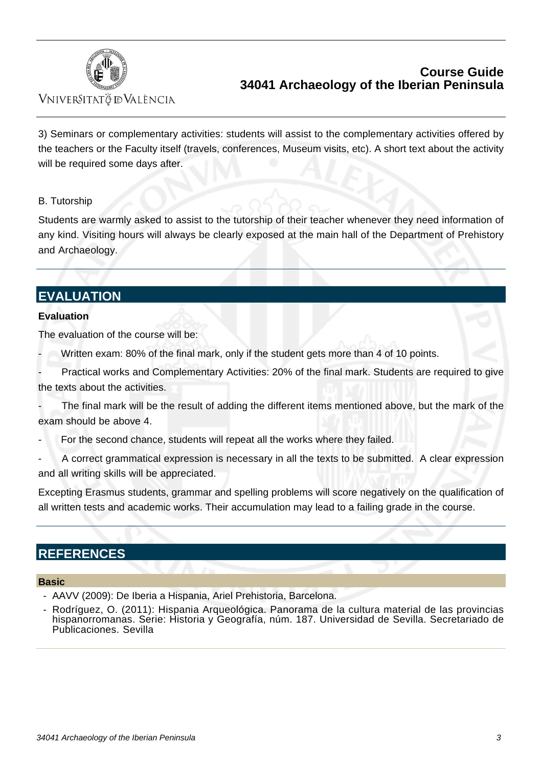3) Seminars or complementary activities: students will assist to the complementary activities offered by the teachers or the Faculty itself (travels, conferences, Museum visits, etc). A short text about the activity will be required some days after.

B. Tutorship

Students are warmly asked to assist to the tutorship of their teacher whenever they need information of any kind. Visiting hours will always be clearly exposed at the main hall of the Department of Prehistory and Archaeology.

## EVALUATION

**Evaluation**

The evaluation of the course will be:

- Written exam: 80% of the final mark, only if the student gets more than 4 of 10 points.
- Practical works and Complementary Activities: 20% of the final mark. Students are required to give the texts about the activities.
- The final mark will be the result of adding the different items mentioned above, but the mark of the exam should be above 4.
- For the second chance, students will repeat all the works where they failed.
- A correct grammatical expression is necessary in all the texts to be submitted. A clear expression and all writing skills will be appreciated.

Excepting Erasmus students, grammar and spelling problems will score negatively on the qualification of all written tests and academic works. Their accumulation may lead to a failing grade in the course.

## REFERENCES

**Basic**

- AAVV (2009): De Iberia a Hispania, Ariel Prehistoria, Barcelona.
- Rodríguez, O. (2011): Hispania Arqueológica. Panorama de la cultura material de las provincias hispanorromanas. Serie: Historia y Geografía, núm. 187. Universidad de Sevilla. Secretariado de Publicaciones. Sevilla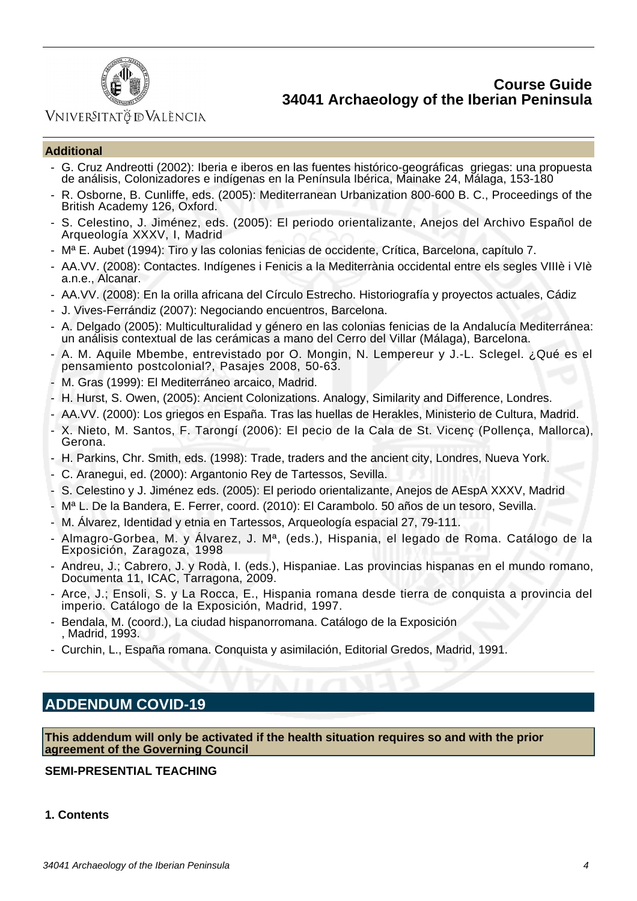### Additional

- G. Cruz Andreotti (2002): Iberia e iberos en las fuentes histórico-geográficas griegas: una propuesta de análisis, Colonizadores e indígenas en la Península Ibérica, Mainake 24, Málaga, 153-180
- R. Osborne, B. Cunliffe, eds. (2005): Mediterranean Urbanization 800-600 B. C., Proceedings of the British Academy 126, Oxford.
- S. Celestino, J. Jiménez, eds. (2005): El periodo orientalizante, Anejos del Archivo Español de Arqueología XXXV, I, Madrid
- Mª E. Aubet (1994): Tiro y las colonias fenicias de occidente, Crítica, Barcelona, capítulo 7.
- AA.VV. (2008): Contactes. Indígenes i Fenicis a la Mediterrània occidental entre els segles VIIIè i VIè a.n.e., Alcanar.
- AA.VV. (2008): En la orilla africana del Círculo Estrecho. Historiografía y proyectos actuales, Cádiz
- J. Vives-Ferrándiz (2007): Negociando encuentros, Barcelona.
- A. Delgado (2005): Multiculturalidad y género en las colonias fenicias de la Andalucía Mediterránea: un análisis contextual de las cerámicas a mano del Cerro del Villar (Málaga), Barcelona.
- A. M. Aquile Mbembe, entrevistado por O. Mongin, N. Lempereur y J.-L. Sclegel. ¿Qué es el pensamiento postcolonial?, Pasajes 2008, 50-63.
- M. Gras (1999): El Mediterráneo arcaico, Madrid.
- H. Hurst, S. Owen, (2005): Ancient Colonizations. Analogy, Similarity and Difference, Londres.
- AA.VV. (2000): Los griegos en España. Tras las huellas de Herakles, Ministerio de Cultura, Madrid.
- X. Nieto, M. Santos, F. Tarongí (2006): El pecio de la Cala de St. Vicenç (Pollença, Mallorca), Gerona.
- H. Parkins, Chr. Smith, eds. (1998): Trade, traders and the ancient city, Londres, Nueva York.
- C. Aranegui, ed. (2000): Argantonio Rey de Tartessos, Sevilla.
- S. Celestino y J. Jiménez eds. (2005): El periodo orientalizante, Anejos de AEspA XXXV, Madrid
- Mª L. De la Bandera, E. Ferrer, coord. (2010): El Carambolo. 50 años de un tesoro, Sevilla.
- M. Álvarez, Identidad y etnia en Tartessos, Arqueología espacial 27, 79-111.
- Almagro-Gorbea, M. y Álvarez, J. Mª, (eds.), Hispania, el legado de Roma. Catálogo de la Exposición, Zaragoza, 1998
- Andreu, J.; Cabrero, J. y Rodà, I. (eds.), Hispaniae. Las provincias hispanas en el mundo romano, Documenta 11, ICAC, Tarragona, 2009.
- Arce, J.; Ensoli, S. y La Rocca, E., Hispania romana desde tierra de conquista a provincia del imperio. Catálogo de la Exposición, Madrid, 1997.
- Bendala, M. (coord.), La ciudad hispanorromana. Catálogo de la Exposición , Madrid, 1993.
- Curchin, L., España romana. Conquista y asimilación, Editorial Gredos, Madrid, 1991.

## ADDENDUM COVID-19

**This addendum will only be activated if the health situation requires so and with the prior agreement of the Governing Council**

**SEMI-PRESENTIAL TEACHING**

**1. Contents**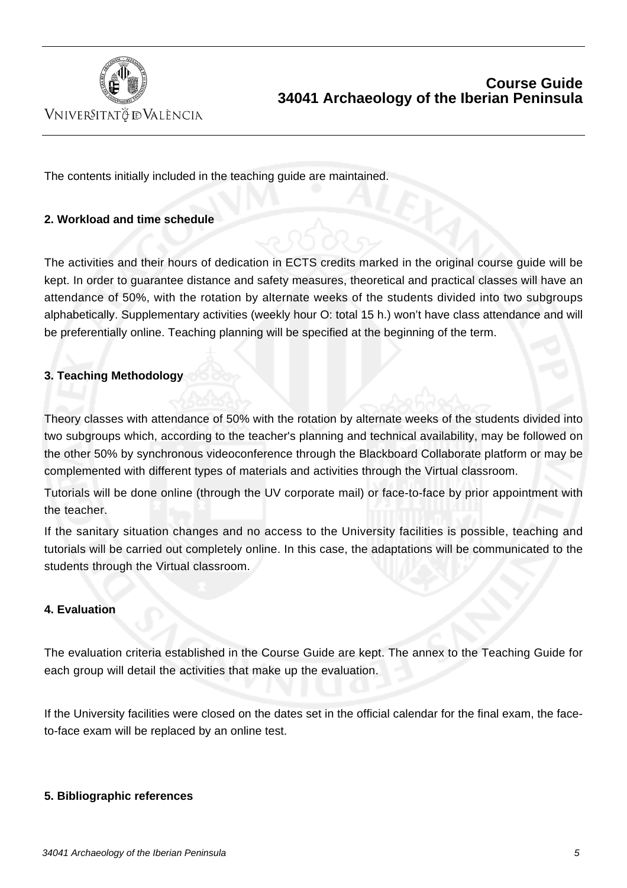The contents initially included in the teaching guide are maintained.

**2. Workload and time schedule**

The activities and their hours of dedication in ECTS credits marked in the original course guide will be kept. In order to guarantee distance and safety measures, theoretical and practical classes will have an attendance of 50%, with the rotation by alternate weeks of the students divided into two subgroups alphabetically. Supplementary activities (weekly hour O: total 15 h.) won't have class attendance and will be preferentially online. Teaching planning will be specified at the beginning of the term.

**3. Teaching Methodology**

Theory classes with attendance of 50% with the rotation by alternate weeks of the students divided into two subgroups which, according to the teacher's planning and technical availability, may be followed on the other 50% by synchronous videoconference through the Blackboard Collaborate platform or may be complemented with different types of materials and activities through the Virtual classroom.

Tutorials will be done online (through the UV corporate mail) or face-to-face by prior appointment with the teacher.

If the sanitary situation changes and no access to the University facilities is possible, teaching and tutorials will be carried out completely online. In this case, the adaptations will be communicated to the students through the Virtual classroom.

**4. Evaluation**

The evaluation criteria established in the Course Guide are kept. The annex to the Teaching Guide for each group will detail the activities that make up the evaluation.

If the University facilities were closed on the dates set in the official calendar for the final exam, the face-to-face exam will be replaced by an online test.

**5. Bibliographic references**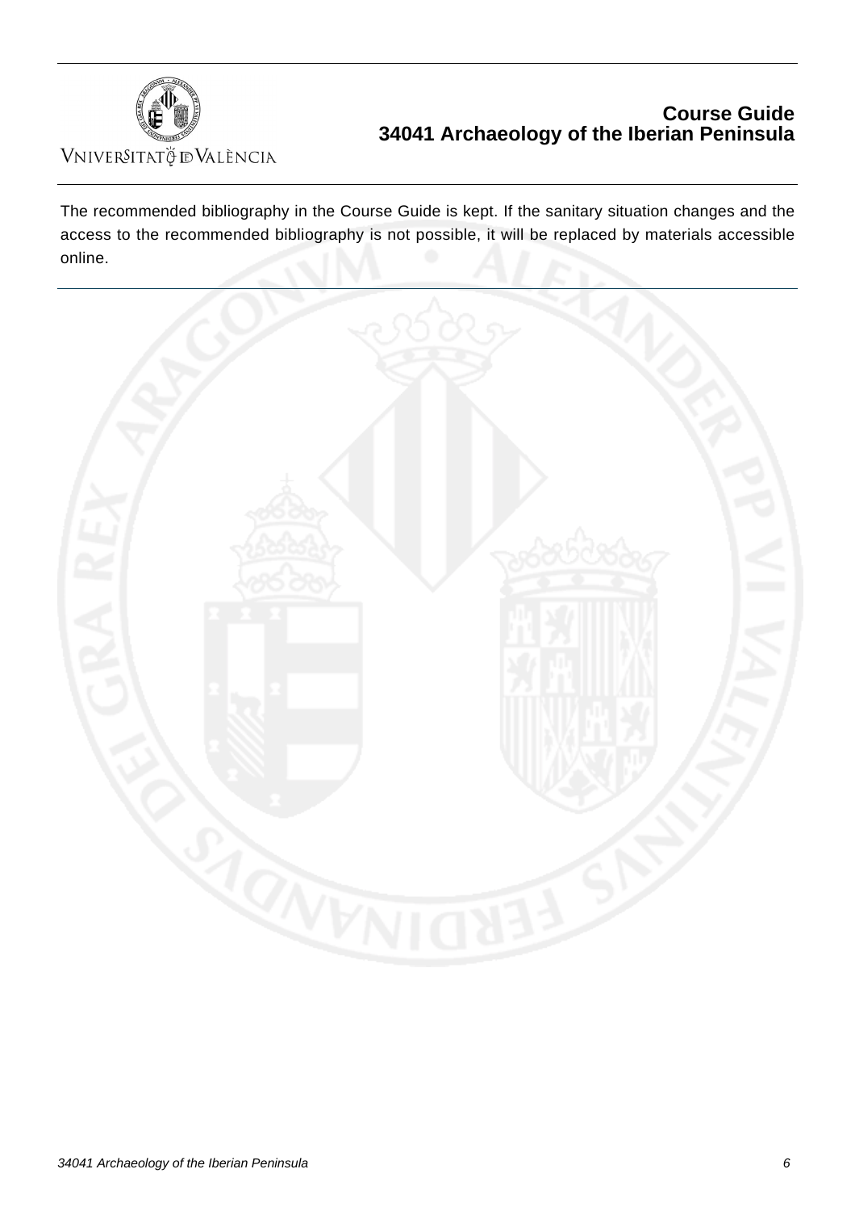The recommended bibliography in the Course Guide is kept. If the sanitary situation changes and the access to the recommended bibliography is not possible, it will be replaced by materials accessible online.